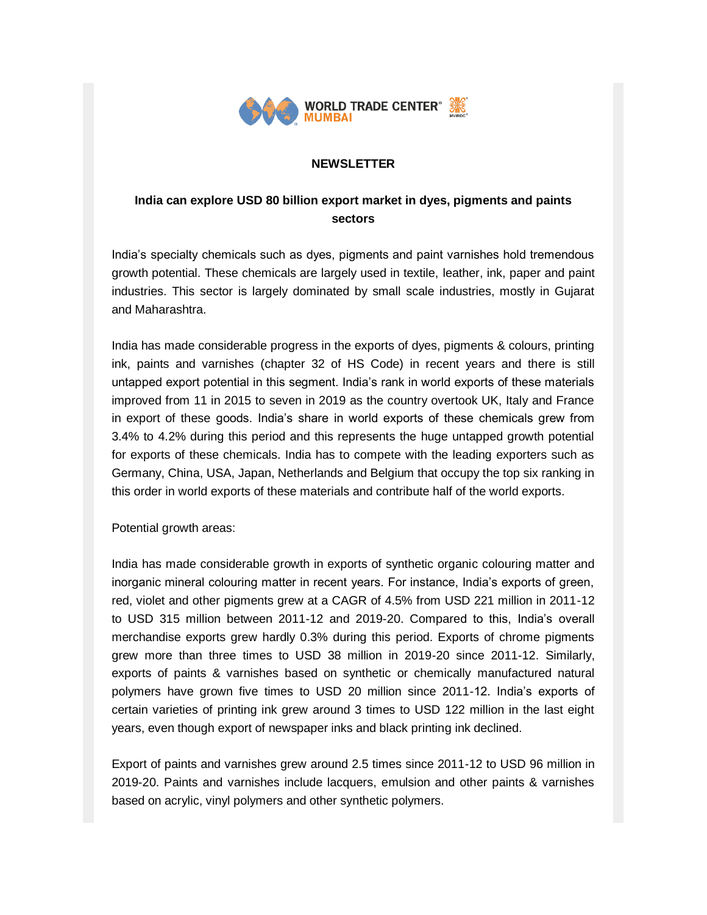WORLD TRADE CENTER®
MUMBAI

## NEWSLETTER

### India can explore USD 80 billion export market in dyes, pigments and paints sectors

India's specialty chemicals such as dyes, pigments and paint varnishes hold tremendous growth potential. These chemicals are largely used in textile, leather, ink, paper and paint industries. This sector is largely dominated by small scale industries, mostly in Gujarat and Maharashtra.

India has made considerable progress in the exports of dyes, pigments & colours, printing ink, paints and varnishes (chapter 32 of HS Code) in recent years and there is still untapped export potential in this segment. India's rank in world exports of these materials improved from 11 in 2015 to seven in 2019 as the country overtook UK, Italy and France in export of these goods. India's share in world exports of these chemicals grew from 3.4% to 4.2% during this period and this represents the huge untapped growth potential for exports of these chemicals. India has to compete with the leading exporters such as Germany, China, USA, Japan, Netherlands and Belgium that occupy the top six ranking in this order in world exports of these materials and contribute half of the world exports.

Potential growth areas:

India has made considerable growth in exports of synthetic organic colouring matter and inorganic mineral colouring matter in recent years. For instance, India's exports of green, red, violet and other pigments grew at a CAGR of 4.5% from USD 221 million in 2011-12 to USD 315 million between 2011-12 and 2019-20. Compared to this, India's overall merchandise exports grew hardly 0.3% during this period. Exports of chrome pigments grew more than three times to USD 38 million in 2019-20 since 2011-12. Similarly, exports of paints & varnishes based on synthetic or chemically manufactured natural polymers have grown five times to USD 20 million since 2011-12. India's exports of certain varieties of printing ink grew around 3 times to USD 122 million in the last eight years, even though export of newspaper inks and black printing ink declined.

Export of paints and varnishes grew around 2.5 times since 2011-12 to USD 96 million in 2019-20. Paints and varnishes include lacquers, emulsion and other paints & varnishes based on acrylic, vinyl polymers and other synthetic polymers.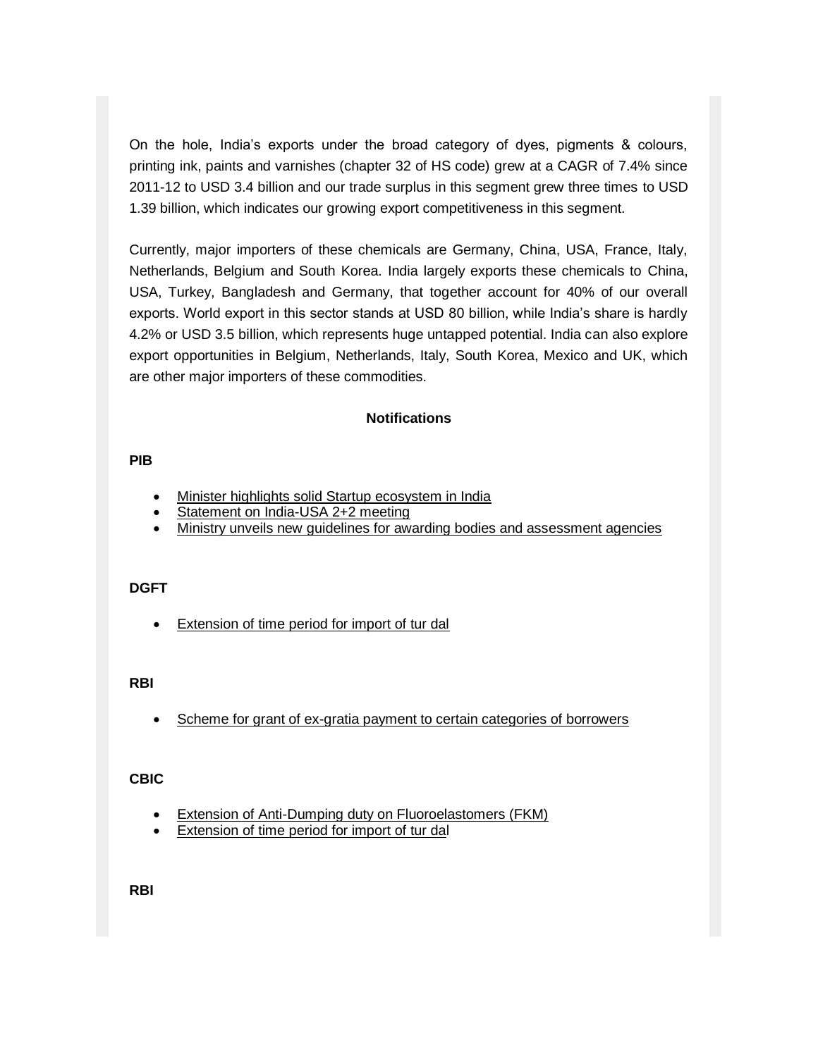On the hole, India's exports under the broad category of dyes, pigments & colours, printing ink, paints and varnishes (chapter 32 of HS code) grew at a CAGR of 7.4% since 2011-12 to USD 3.4 billion and our trade surplus in this segment grew three times to USD 1.39 billion, which indicates our growing export competitiveness in this segment.

Currently, major importers of these chemicals are Germany, China, USA, France, Italy, Netherlands, Belgium and South Korea. India largely exports these chemicals to China, USA, Turkey, Bangladesh and Germany, that together account for 40% of our overall exports. World export in this sector stands at USD 80 billion, while India's share is hardly 4.2% or USD 3.5 billion, which represents huge untapped potential. India can also explore export opportunities in Belgium, Netherlands, Italy, South Korea, Mexico and UK, which are other major importers of these commodities.

## Notifications

**PIB**

- Minister highlights solid Startup ecosystem in India
- Statement on India-USA 2+2 meeting
- Ministry unveils new guidelines for awarding bodies and assessment agencies

**DGFT**

- Extension of time period for import of tur dal

**RBI**

- Scheme for grant of ex-gratia payment to certain categories of borrowers

**CBIC**

- Extension of Anti-Dumping duty on Fluoroelastomers (FKM)
- Extension of time period for import of tur dal

**RBI**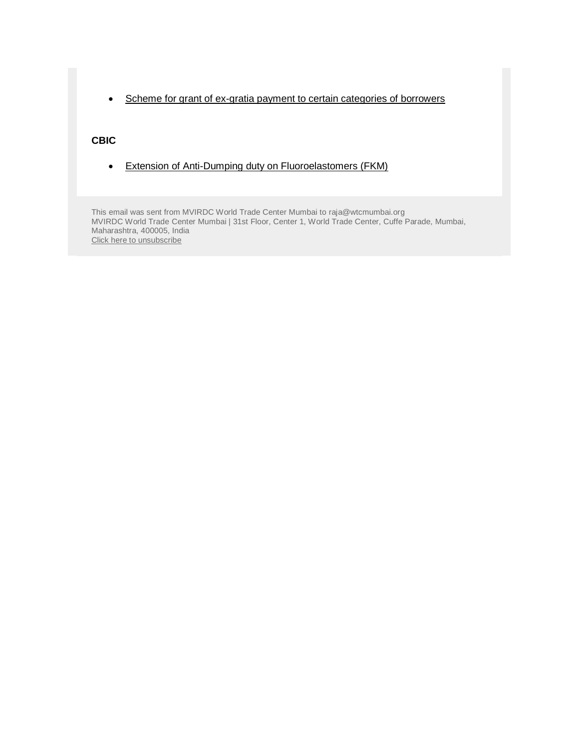- Scheme for grant of ex-gratia payment to certain categories of borrowers

**CBIC**

- Extension of Anti-Dumping duty on Fluoroelastomers (FKM)

This email was sent from MVIRDC World Trade Center Mumbai to raja@wtcmumbai.org
MVIRDC World Trade Center Mumbai | 31st Floor, Center 1, World Trade Center, Cuffe Parade, Mumbai, Maharashtra, 400005, India
Click here to unsubscribe